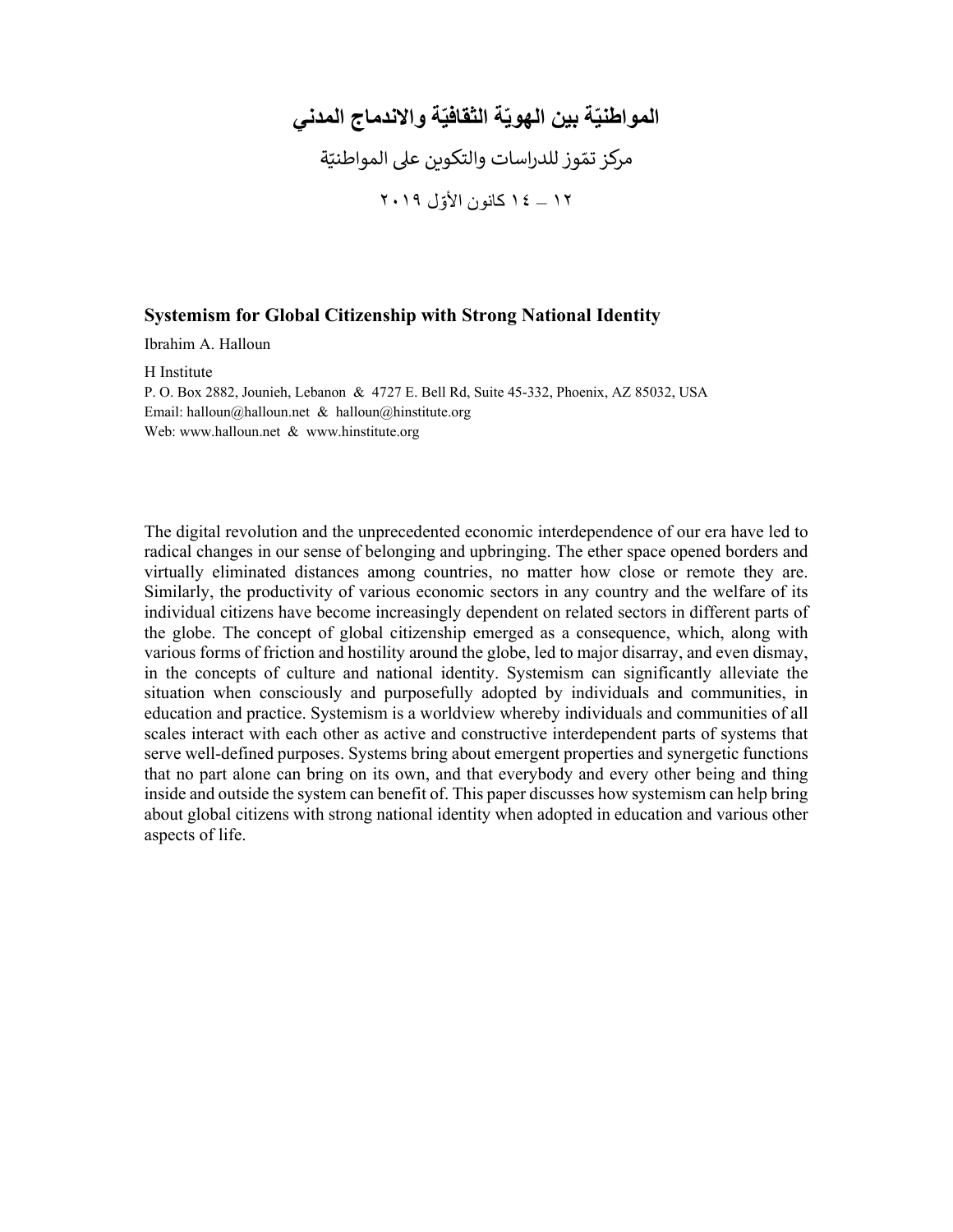# المواطنيّة بين الهويّة الثقافيّة والاندماج المدني

مركز تمّوز للدراسات والتكوين على المواطنيّة

١٢ – ١٤ كانون الأوّل ٢٠١٩

## Systemism for Global Citizenship with Strong National Identity

Ibrahim A. Halloun

H Institute
P. O. Box 2882, Jounieh, Lebanon & 4727 E. Bell Rd, Suite 45-332, Phoenix, AZ 85032, USA
Email: halloun@halloun.net & halloun@hinstitute.org
Web: www.halloun.net & www.hinstitute.org

The digital revolution and the unprecedented economic interdependence of our era have led to radical changes in our sense of belonging and upbringing. The ether space opened borders and virtually eliminated distances among countries, no matter how close or remote they are. Similarly, the productivity of various economic sectors in any country and the welfare of its individual citizens have become increasingly dependent on related sectors in different parts of the globe. The concept of global citizenship emerged as a consequence, which, along with various forms of friction and hostility around the globe, led to major disarray, and even dismay, in the concepts of culture and national identity. Systemism can significantly alleviate the situation when consciously and purposefully adopted by individuals and communities, in education and practice. Systemism is a worldview whereby individuals and communities of all scales interact with each other as active and constructive interdependent parts of systems that serve well-defined purposes. Systems bring about emergent properties and synergetic functions that no part alone can bring on its own, and that everybody and every other being and thing inside and outside the system can benefit of. This paper discusses how systemism can help bring about global citizens with strong national identity when adopted in education and various other aspects of life.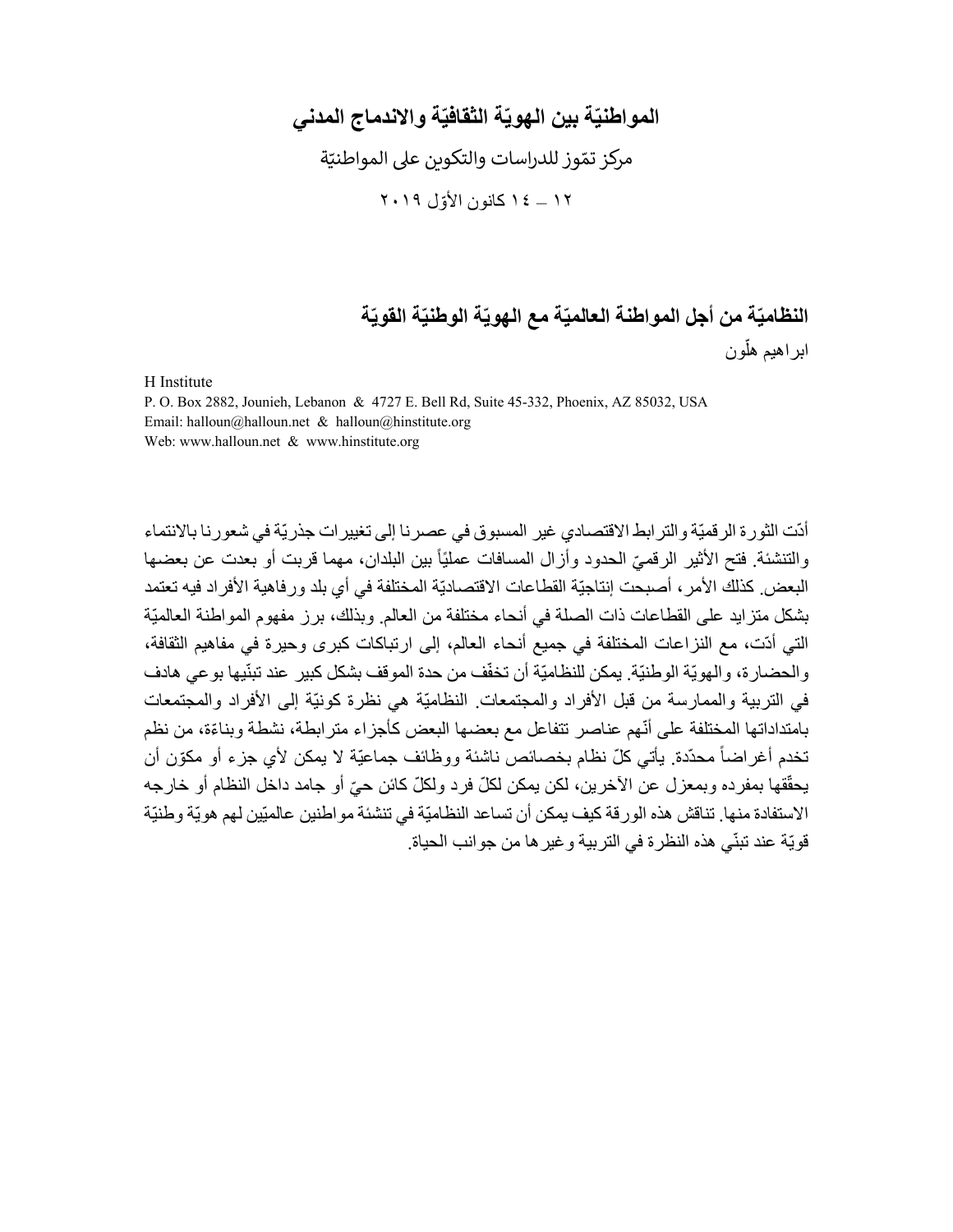# المواطنيّة بين الهويّة الثقافيّة والاندماج المدني

مركز تمّوز للدراسات والتكوين على المواطنيّة

١٢ – ١٤ كانون الأوّل ٢٠١٩

## النظاميّة من أجل المواطنة العالميّة مع الهويّة الوطنيّة القويّة

ابراهيم هلّون

H Institute
P. O. Box 2882, Jounieh, Lebanon & 4727 E. Bell Rd, Suite 45-332, Phoenix, AZ 85032, USA
Email: halloun@halloun.net & halloun@hinstitute.org
Web: www.halloun.net & www.hinstitute.org

أدّت الثورة الرقميّة والترابط الاقتصادي غير المسبوق في عصرنا إلى تغييرات جذريّة في شعورنا بالانتماء والتنشئة. فتح الأثير الرقميّ الحدود وأزال المسافات عمليًاً بين البلدان، مهما قربت أو بعدت عن بعضها البعض. كذلك الأمر، أصبحت إنتاجيّة القطاعات الاقتصاديّة المختلفة في أي بلد ورفاهية الأفراد فيه تعتمد بشكل متزايد على القطاعات ذات الصلة في أنحاء مختلفة من العالم. وبذلك، برز مفهوم المواطنة العالميّة التي أدّت، مع النزاعات المختلفة في جميع أنحاء العالم، إلى ارتباكات كبرى وحيرة في مفاهيم الثقافة، والحضارة، والهويّة الوطنيّة. يمكن للنظاميّة أن تخفّف من حدة الموقف بشكل كبير عند تبنّيها بوعي هادف في التربية والممارسة من قبل الأفراد والمجتمعات. النظاميّة هي نظرة كونيّة إلى الأفراد والمجتمعات بامتداداتها المختلفة على أنّهم عناصر تتفاعل مع بعضها البعض كأجزاء مترابطة، نشطة وبناءة، من نظم تخدم أغراضاً محدّدة. يأتي كلّ نظام بخصائص ناشئة ووظائف جماعيّة لا يمكن لأي جزء أو مكوّن أن يحقّقها بمفرده وبمعزل عن الآخرين، لكن يمكن لكلّ فرد ولكلّ كائن حيّ أو جامد داخل النظام أو خارجه الاستفادة منها. تناقش هذه الورقة كيف يمكن أن تساعد النظاميّة في تنشئة مواطنين عالميّين لهم هويّة وطنيّة قويّة عند تبنّي هذه النظرة في التربية وغيرها من جوانب الحياة.